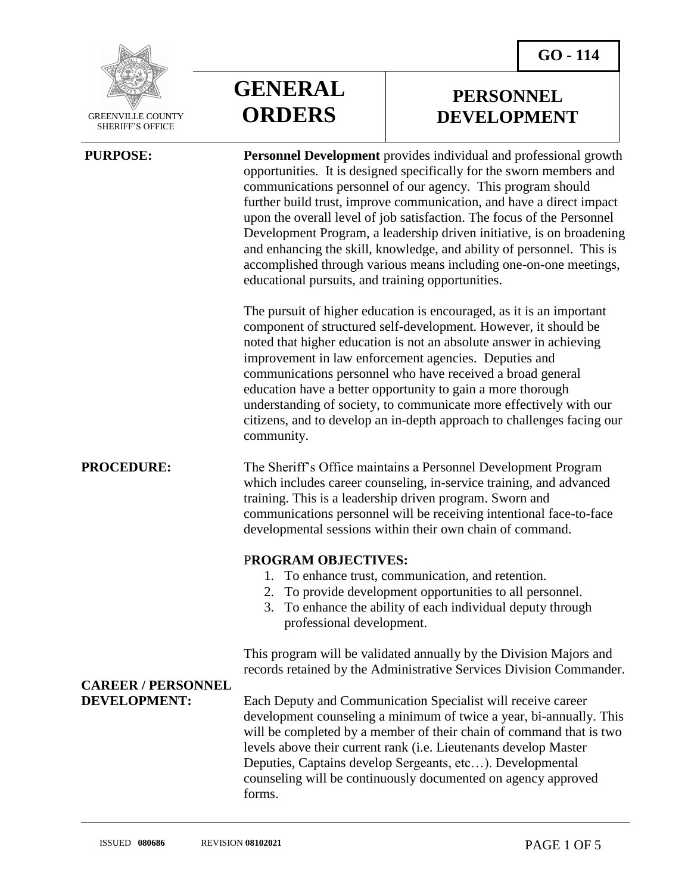GREENVILLE COUNTY SHERIFF'S OFFICE

# GENERAL ORDERS

# PERSONNEL DEVELOPMENT

**GO - 114**

**PURPOSE:**

**Personnel Development** provides individual and professional growth opportunities. It is designed specifically for the sworn members and communications personnel of our agency. This program should further build trust, improve communication, and have a direct impact upon the overall level of job satisfaction. The focus of the Personnel Development Program, a leadership driven initiative, is on broadening and enhancing the skill, knowledge, and ability of personnel. This is accomplished through various means including one-on-one meetings, educational pursuits, and training opportunities.

The pursuit of higher education is encouraged, as it is an important component of structured self-development. However, it should be noted that higher education is not an absolute answer in achieving improvement in law enforcement agencies. Deputies and communications personnel who have received a broad general education have a better opportunity to gain a more thorough understanding of society, to communicate more effectively with our citizens, and to develop an in-depth approach to challenges facing our community.

**PROCEDURE:**

The Sheriff's Office maintains a Personnel Development Program which includes career counseling, in-service training, and advanced training. This is a leadership driven program. Sworn and communications personnel will be receiving intentional face-to-face developmental sessions within their own chain of command.

**PROGRAM OBJECTIVES:**

1. To enhance trust, communication, and retention.
2. To provide development opportunities to all personnel.
3. To enhance the ability of each individual deputy through professional development.

This program will be validated annually by the Division Majors and records retained by the Administrative Services Division Commander.

**CAREER / PERSONNEL DEVELOPMENT:**

Each Deputy and Communication Specialist will receive career development counseling a minimum of twice a year, bi-annually. This will be completed by a member of their chain of command that is two levels above their current rank (i.e. Lieutenants develop Master Deputies, Captains develop Sergeants, etc…). Developmental counseling will be continuously documented on agency approved forms.

ISSUED **080686** REVISION **08102021**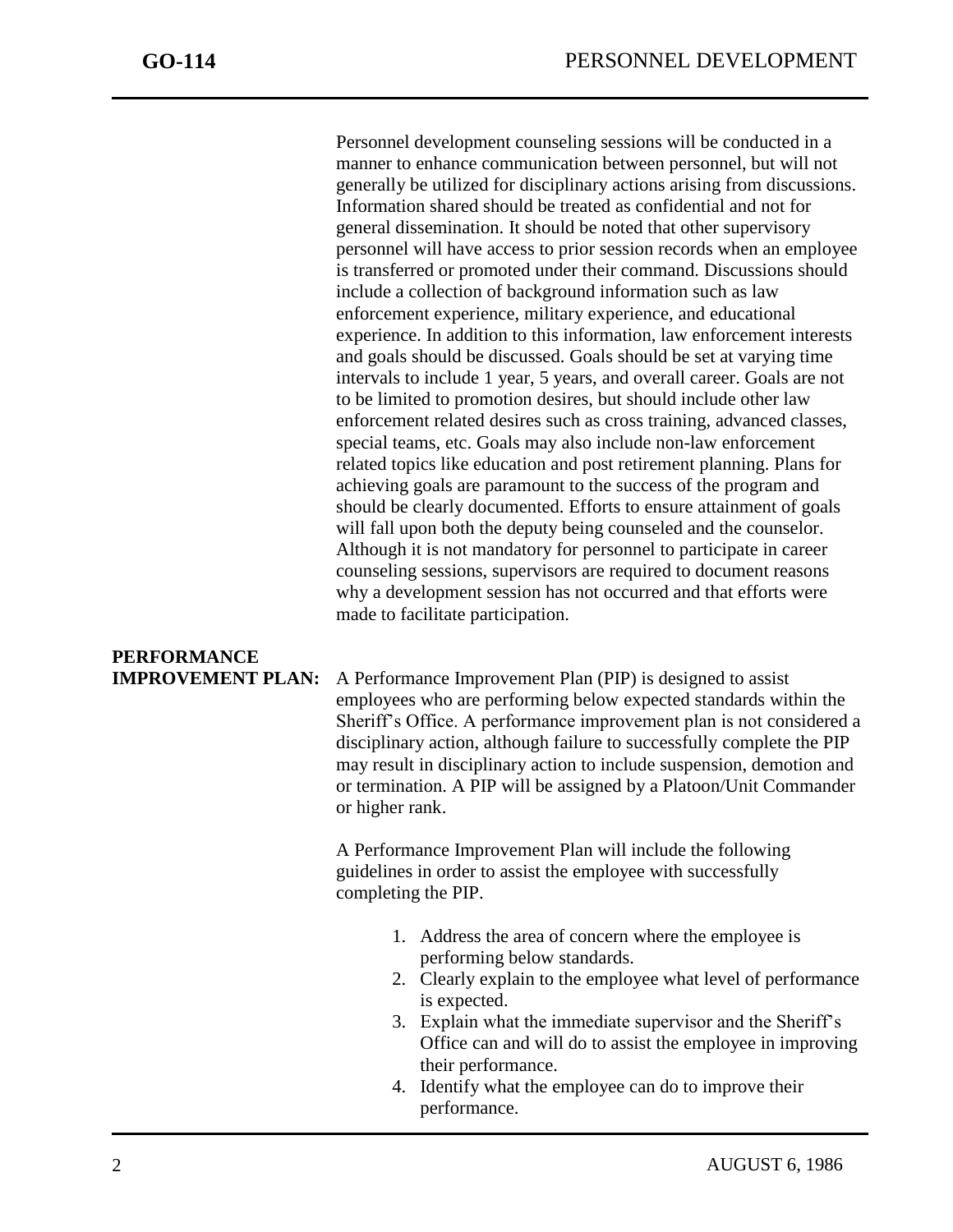Personnel development counseling sessions will be conducted in a manner to enhance communication between personnel, but will not generally be utilized for disciplinary actions arising from discussions. Information shared should be treated as confidential and not for general dissemination. It should be noted that other supervisory personnel will have access to prior session records when an employee is transferred or promoted under their command. Discussions should include a collection of background information such as law enforcement experience, military experience, and educational experience. In addition to this information, law enforcement interests and goals should be discussed. Goals should be set at varying time intervals to include 1 year, 5 years, and overall career. Goals are not to be limited to promotion desires, but should include other law enforcement related desires such as cross training, advanced classes, special teams, etc. Goals may also include non-law enforcement related topics like education and post retirement planning. Plans for achieving goals are paramount to the success of the program and should be clearly documented. Efforts to ensure attainment of goals will fall upon both the deputy being counseled and the counselor. Although it is not mandatory for personnel to participate in career counseling sessions, supervisors are required to document reasons why a development session has not occurred and that efforts were made to facilitate participation.

**PERFORMANCE IMPROVEMENT PLAN:** A Performance Improvement Plan (PIP) is designed to assist employees who are performing below expected standards within the Sheriff's Office. A performance improvement plan is not considered a disciplinary action, although failure to successfully complete the PIP may result in disciplinary action to include suspension, demotion and or termination. A PIP will be assigned by a Platoon/Unit Commander or higher rank.

A Performance Improvement Plan will include the following guidelines in order to assist the employee with successfully completing the PIP.

1. Address the area of concern where the employee is performing below standards.
2. Clearly explain to the employee what level of performance is expected.
3. Explain what the immediate supervisor and the Sheriff's Office can and will do to assist the employee in improving their performance.
4. Identify what the employee can do to improve their performance.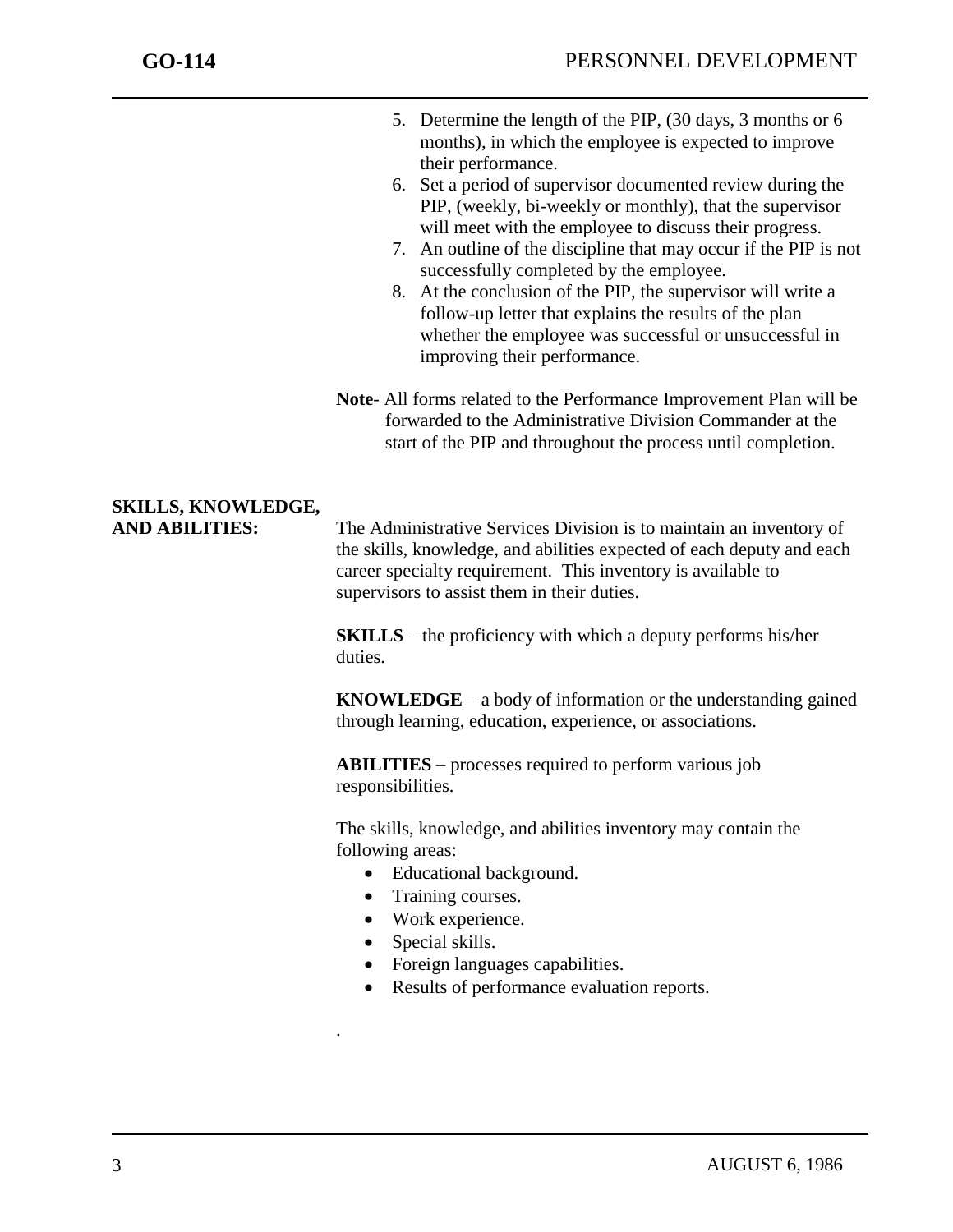5. Determine the length of the PIP, (30 days, 3 months or 6 months), in which the employee is expected to improve their performance.
6. Set a period of supervisor documented review during the PIP, (weekly, bi-weekly or monthly), that the supervisor will meet with the employee to discuss their progress.
7. An outline of the discipline that may occur if the PIP is not successfully completed by the employee.
8. At the conclusion of the PIP, the supervisor will write a follow-up letter that explains the results of the plan whether the employee was successful or unsuccessful in improving their performance.

**Note**- All forms related to the Performance Improvement Plan will be forwarded to the Administrative Division Commander at the start of the PIP and throughout the process until completion.

**SKILLS, KNOWLEDGE, AND ABILITIES:**

The Administrative Services Division is to maintain an inventory of the skills, knowledge, and abilities expected of each deputy and each career specialty requirement. This inventory is available to supervisors to assist them in their duties.

**SKILLS** – the proficiency with which a deputy performs his/her duties.

**KNOWLEDGE** – a body of information or the understanding gained through learning, education, experience, or associations.

**ABILITIES** – processes required to perform various job responsibilities.

The skills, knowledge, and abilities inventory may contain the following areas:

- Educational background.
- Training courses.
- Work experience.
- Special skills.
- Foreign languages capabilities.
- Results of performance evaluation reports.

.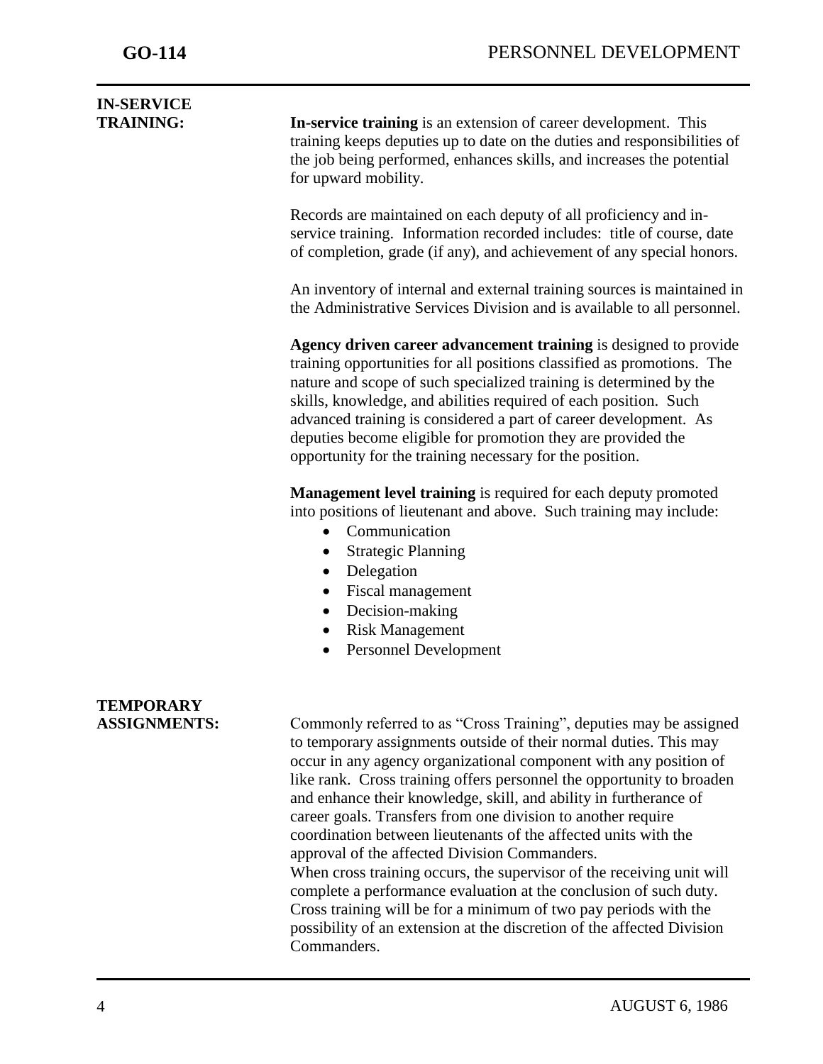## IN-SERVICE TRAINING:

**In-service training** is an extension of career development. This training keeps deputies up to date on the duties and responsibilities of the job being performed, enhances skills, and increases the potential for upward mobility.

Records are maintained on each deputy of all proficiency and in-service training. Information recorded includes: title of course, date of completion, grade (if any), and achievement of any special honors.

An inventory of internal and external training sources is maintained in the Administrative Services Division and is available to all personnel.

**Agency driven career advancement training** is designed to provide training opportunities for all positions classified as promotions. The nature and scope of such specialized training is determined by the skills, knowledge, and abilities required of each position. Such advanced training is considered a part of career development. As deputies become eligible for promotion they are provided the opportunity for the training necessary for the position.

**Management level training** is required for each deputy promoted into positions of lieutenant and above. Such training may include:

- Communication
- Strategic Planning
- Delegation
- Fiscal management
- Decision-making
- Risk Management
- Personnel Development

## TEMPORARY ASSIGNMENTS:

Commonly referred to as "Cross Training", deputies may be assigned to temporary assignments outside of their normal duties. This may occur in any agency organizational component with any position of like rank. Cross training offers personnel the opportunity to broaden and enhance their knowledge, skill, and ability in furtherance of career goals. Transfers from one division to another require coordination between lieutenants of the affected units with the approval of the affected Division Commanders.

When cross training occurs, the supervisor of the receiving unit will complete a performance evaluation at the conclusion of such duty. Cross training will be for a minimum of two pay periods with the possibility of an extension at the discretion of the affected Division Commanders.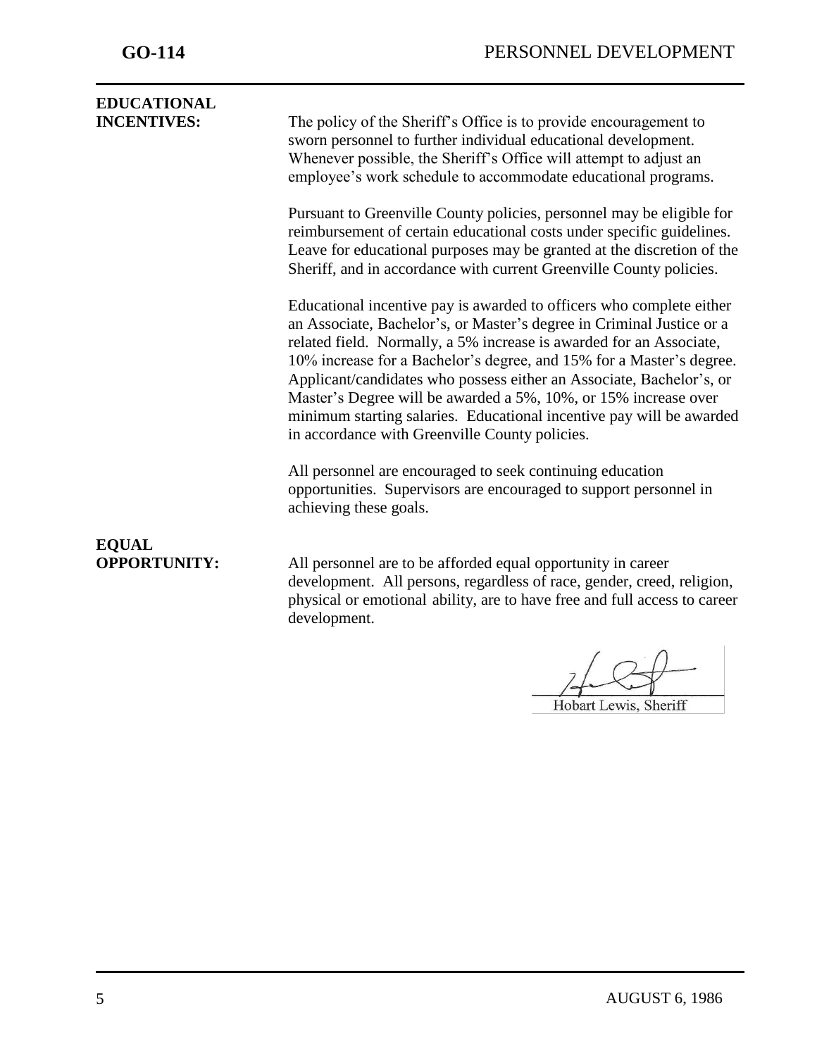**EDUCATIONAL INCENTIVES:**

The policy of the Sheriff's Office is to provide encouragement to sworn personnel to further individual educational development. Whenever possible, the Sheriff's Office will attempt to adjust an employee's work schedule to accommodate educational programs.

Pursuant to Greenville County policies, personnel may be eligible for reimbursement of certain educational costs under specific guidelines. Leave for educational purposes may be granted at the discretion of the Sheriff, and in accordance with current Greenville County policies.

Educational incentive pay is awarded to officers who complete either an Associate, Bachelor's, or Master's degree in Criminal Justice or a related field. Normally, a 5% increase is awarded for an Associate, 10% increase for a Bachelor's degree, and 15% for a Master's degree. Applicant/candidates who possess either an Associate, Bachelor's, or Master's Degree will be awarded a 5%, 10%, or 15% increase over minimum starting salaries. Educational incentive pay will be awarded in accordance with Greenville County policies.

All personnel are encouraged to seek continuing education opportunities. Supervisors are encouraged to support personnel in achieving these goals.

**EQUAL OPPORTUNITY:**

All personnel are to be afforded equal opportunity in career development. All persons, regardless of race, gender, creed, religion, physical or emotional ability, are to have free and full access to career development.

Hobart Lewis, Sheriff